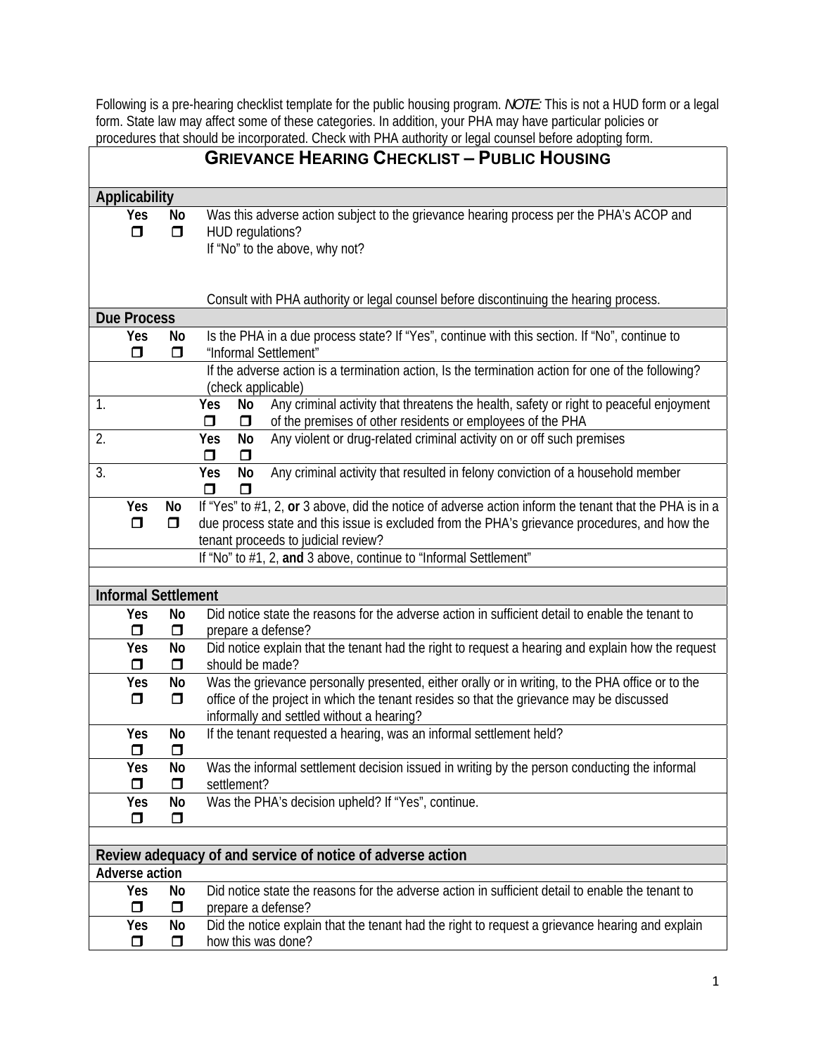Following is a pre-hearing checklist template for the public housing program. *NOTE:* This is not a HUD form or a legal form. State law may affect some of these categories. In addition, your PHA may have particular policies or procedures that should be incorporated. Check with PHA authority or legal counsel before adopting form.

# GRIEVANCE HEARING CHECKLIST – PUBLIC HOUSING

## Applicability

| Yes | No | |
|---|---|---|
| ❒ | ❒ | Was this adverse action subject to the grievance hearing process per the PHA's ACOP and HUD regulations?<br>If "No" to the above, why not?<br><br>Consult with PHA authority or legal counsel before discontinuing the hearing process. |

## Due Process

| | Yes | No | |
|---|---|---|---|
| | ❒ | ❒ | Is the PHA in a due process state? If "Yes", continue with this section. If "No", continue to "Informal Settlement" |
| | | | If the adverse action is a termination action, Is the termination action for one of the following? (check applicable) |
| 1. | ❒ Yes | ❒ No | Any criminal activity that threatens the health, safety or right to peaceful enjoyment of the premises of other residents or employees of the PHA |
| 2. | ❒ Yes | ❒ No | Any violent or drug-related criminal activity on or off such premises |
| 3. | ❒ Yes | ❒ No | Any criminal activity that resulted in felony conviction of a household member |
| | ❒ Yes | ❒ No | If "Yes" to #1, 2, **or** 3 above, did the notice of adverse action inform the tenant that the PHA is in a due process state and this issue is excluded from the PHA's grievance procedures, and how the tenant proceeds to judicial review? |
| | | | If "No" to #1, 2, **and** 3 above, continue to "Informal Settlement" |

## Informal Settlement

| Yes | No | |
|---|---|---|
| ❒ | ❒ | Did notice state the reasons for the adverse action in sufficient detail to enable the tenant to prepare a defense? |
| ❒ | ❒ | Did notice explain that the tenant had the right to request a hearing and explain how the request should be made? |
| ❒ | ❒ | Was the grievance personally presented, either orally or in writing, to the PHA office or to the office of the project in which the tenant resides so that the grievance may be discussed informally and settled without a hearing? |
| ❒ | ❒ | If the tenant requested a hearing, was an informal settlement held? |
| ❒ | ❒ | Was the informal settlement decision issued in writing by the person conducting the informal settlement? |
| ❒ | ❒ | Was the PHA's decision upheld? If "Yes", continue. |

## Review adequacy of and service of notice of adverse action

### Adverse action

| Yes | No | |
|---|---|---|
| ❒ | ❒ | Did notice state the reasons for the adverse action in sufficient detail to enable the tenant to prepare a defense? |
| ❒ | ❒ | Did the notice explain that the tenant had the right to request a grievance hearing and explain how this was done? |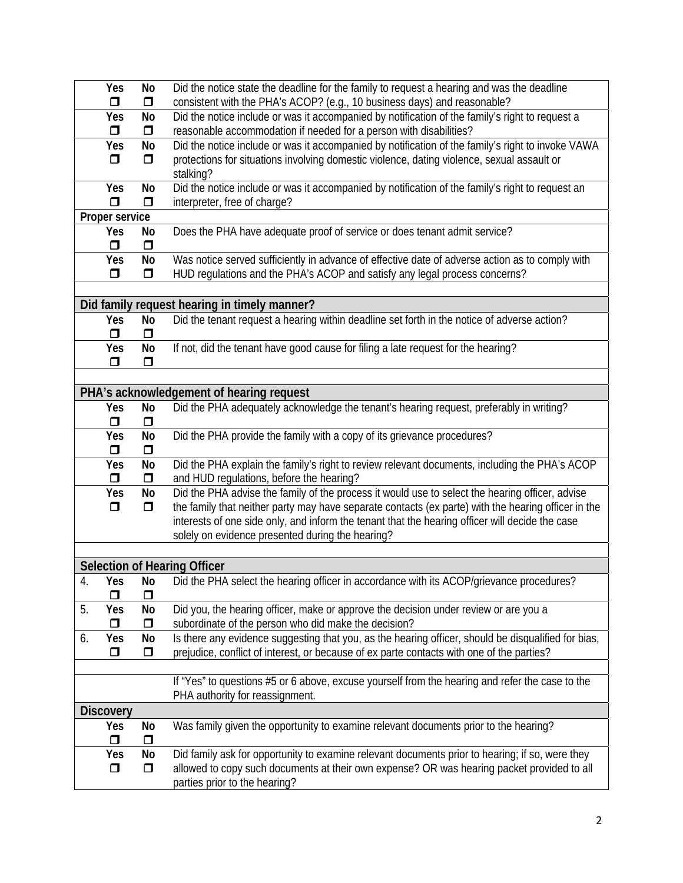| | Yes | No | |
|---|---|---|---|
| | ☐ | ☐ | Did the notice state the deadline for the family to request a hearing and was the deadline consistent with the PHA's ACOP? (e.g., 10 business days) and reasonable? |
| | ☐ | ☐ | Did the notice include or was it accompanied by notification of the family's right to request a reasonable accommodation if needed for a person with disabilities? |
| | ☐ | ☐ | Did the notice include or was it accompanied by notification of the family's right to invoke VAWA protections for situations involving domestic violence, dating violence, sexual assault or stalking? |
| | ☐ | ☐ | Did the notice include or was it accompanied by notification of the family's right to request an interpreter, free of charge? |
| **Proper service** | | | |
| | ☐ | ☐ | Does the PHA have adequate proof of service or does tenant admit service? |
| | ☐ | ☐ | Was notice served sufficiently in advance of effective date of adverse action as to comply with HUD regulations and the PHA's ACOP and satisfy any legal process concerns? |
| | | | |
| **Did family request hearing in timely manner?** | | | |
| | ☐ | ☐ | Did the tenant request a hearing within deadline set forth in the notice of adverse action? |
| | ☐ | ☐ | If not, did the tenant have good cause for filing a late request for the hearing? |
| | | | |
| **PHA's acknowledgement of hearing request** | | | |
| | ☐ | ☐ | Did the PHA adequately acknowledge the tenant's hearing request, preferably in writing? |
| | ☐ | ☐ | Did the PHA provide the family with a copy of its grievance procedures? |
| | ☐ | ☐ | Did the PHA explain the family's right to review relevant documents, including the PHA's ACOP and HUD regulations, before the hearing? |
| | ☐ | ☐ | Did the PHA advise the family of the process it would use to select the hearing officer, advise the family that neither party may have separate contacts (ex parte) with the hearing officer in the interests of one side only, and inform the tenant that the hearing officer will decide the case solely on evidence presented during the hearing? |
| | | | |
| **Selection of Hearing Officer** | | | |
| 4. | ☐ | ☐ | Did the PHA select the hearing officer in accordance with its ACOP/grievance procedures? |
| 5. | ☐ | ☐ | Did you, the hearing officer, make or approve the decision under review or are you a subordinate of the person who did make the decision? |
| 6. | ☐ | ☐ | Is there any evidence suggesting that you, as the hearing officer, should be disqualified for bias, prejudice, conflict of interest, or because of ex parte contacts with one of the parties? |
| | | | |
| | | | If "Yes" to questions #5 or 6 above, excuse yourself from the hearing and refer the case to the PHA authority for reassignment. |
| **Discovery** | | | |
| | ☐ | ☐ | Was family given the opportunity to examine relevant documents prior to the hearing? |
| | ☐ | ☐ | Did family ask for opportunity to examine relevant documents prior to hearing; if so, were they allowed to copy such documents at their own expense? OR was hearing packet provided to all parties prior to the hearing? |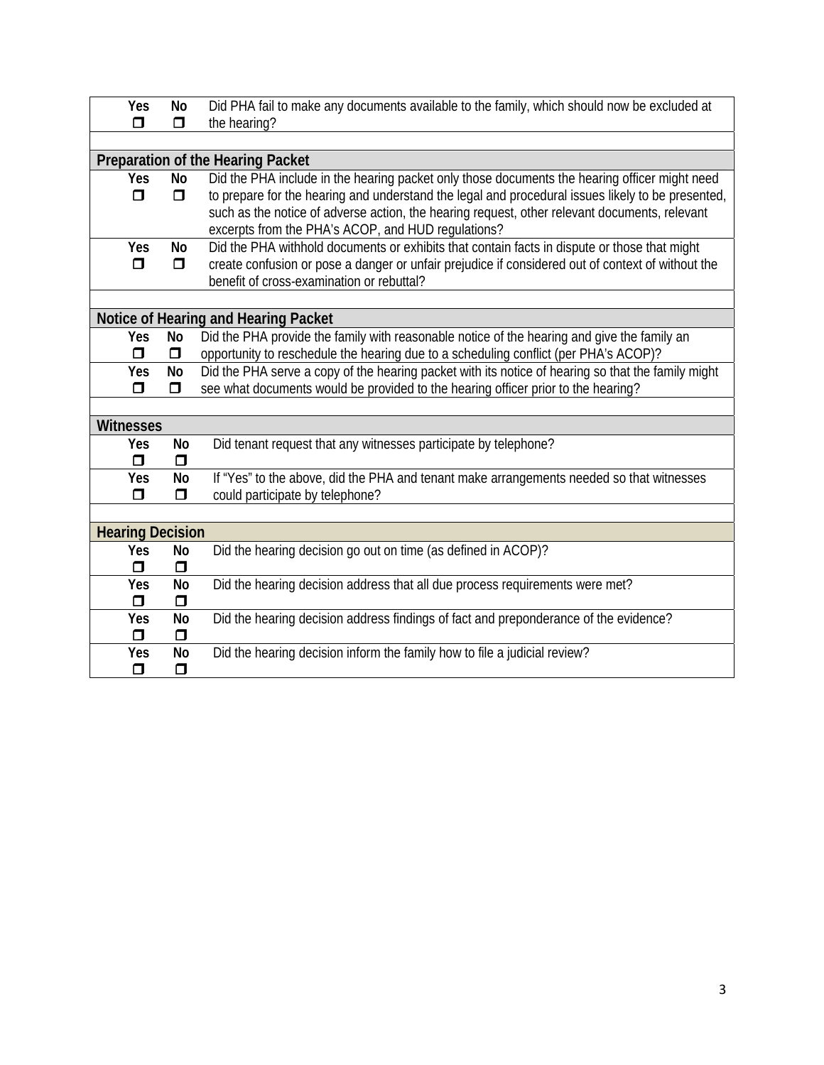| Yes | No | |
|---|---|---|
| ☐ | ☐ | Did PHA fail to make any documents available to the family, which should now be excluded at the hearing? |
| | | |
| **Preparation of the Hearing Packet** | | |
| Yes ☐ | No ☐ | Did the PHA include in the hearing packet only those documents the hearing officer might need to prepare for the hearing and understand the legal and procedural issues likely to be presented, such as the notice of adverse action, the hearing request, other relevant documents, relevant excerpts from the PHA's ACOP, and HUD regulations? |
| Yes ☐ | No ☐ | Did the PHA withhold documents or exhibits that contain facts in dispute or those that might create confusion or pose a danger or unfair prejudice if considered out of context of without the benefit of cross-examination or rebuttal? |
| | | |
| **Notice of Hearing and Hearing Packet** | | |
| Yes ☐ | No ☐ | Did the PHA provide the family with reasonable notice of the hearing and give the family an opportunity to reschedule the hearing due to a scheduling conflict (per PHA's ACOP)? |
| Yes ☐ | No ☐ | Did the PHA serve a copy of the hearing packet with its notice of hearing so that the family might see what documents would be provided to the hearing officer prior to the hearing? |
| | | |
| **Witnesses** | | |
| Yes ☐ | No ☐ | Did tenant request that any witnesses participate by telephone? |
| Yes ☐ | No ☐ | If "Yes" to the above, did the PHA and tenant make arrangements needed so that witnesses could participate by telephone? |
| | | |
| **Hearing Decision** | | |
| Yes ☐ | No ☐ | Did the hearing decision go out on time (as defined in ACOP)? |
| Yes ☐ | No ☐ | Did the hearing decision address that all due process requirements were met? |
| Yes ☐ | No ☐ | Did the hearing decision address findings of fact and preponderance of the evidence? |
| Yes ☐ | No ☐ | Did the hearing decision inform the family how to file a judicial review? |